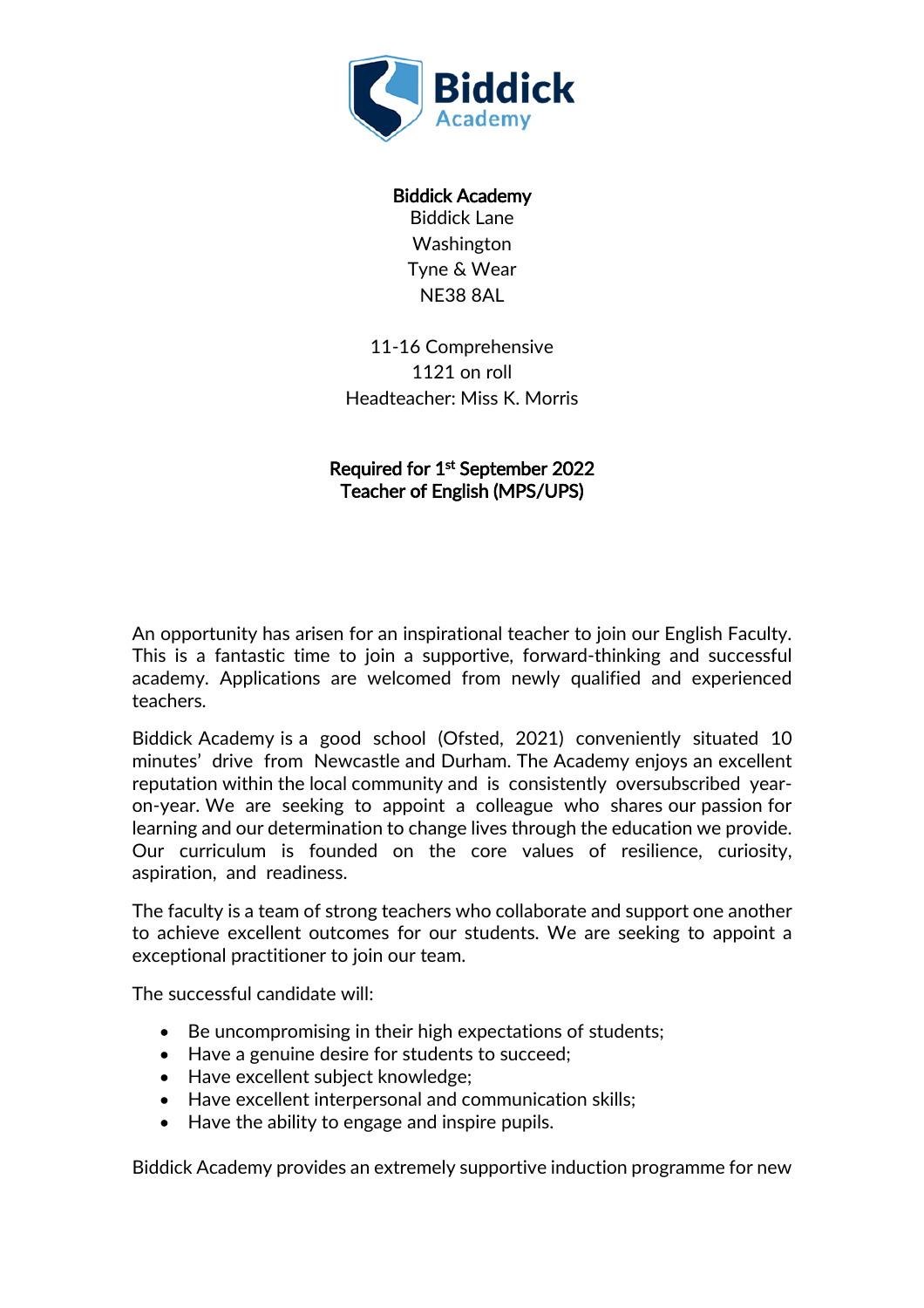**Biddick Academy**
Biddick Lane
Washington
Tyne & Wear
NE38 8AL

11-16 Comprehensive
1121 on roll
Headteacher: Miss K. Morris

**Required for 1st September 2022**
**Teacher of English (MPS/UPS)**

An opportunity has arisen for an inspirational teacher to join our English Faculty. This is a fantastic time to join a supportive, forward-thinking and successful academy. Applications are welcomed from newly qualified and experienced teachers.

Biddick Academy is a good school (Ofsted, 2021) conveniently situated 10 minutes' drive from Newcastle and Durham. The Academy enjoys an excellent reputation within the local community and is consistently oversubscribed year-on-year. We are seeking to appoint a colleague who shares our passion for learning and our determination to change lives through the education we provide. Our curriculum is founded on the core values of resilience, curiosity, aspiration, and readiness.

The faculty is a team of strong teachers who collaborate and support one another to achieve excellent outcomes for our students. We are seeking to appoint a exceptional practitioner to join our team.

The successful candidate will:

- Be uncompromising in their high expectations of students;
- Have a genuine desire for students to succeed;
- Have excellent subject knowledge;
- Have excellent interpersonal and communication skills;
- Have the ability to engage and inspire pupils.

Biddick Academy provides an extremely supportive induction programme for new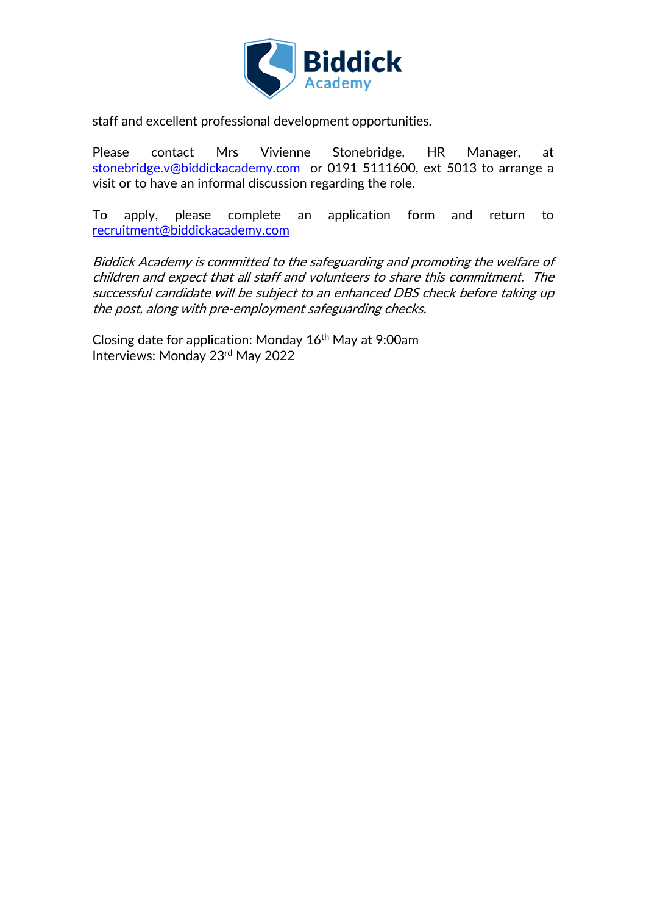staff and excellent professional development opportunities.

Please contact Mrs Vivienne Stonebridge, HR Manager, at stonebridge.v@biddickacademy.com or 0191 5111600, ext 5013 to arrange a visit or to have an informal discussion regarding the role.

To apply, please complete an application form and return to recruitment@biddickacademy.com

*Biddick Academy is committed to the safeguarding and promoting the welfare of children and expect that all staff and volunteers to share this commitment. The successful candidate will be subject to an enhanced DBS check before taking up the post, along with pre-employment safeguarding checks.*

Closing date for application: Monday 16th May at 9:00am
Interviews: Monday 23rd May 2022